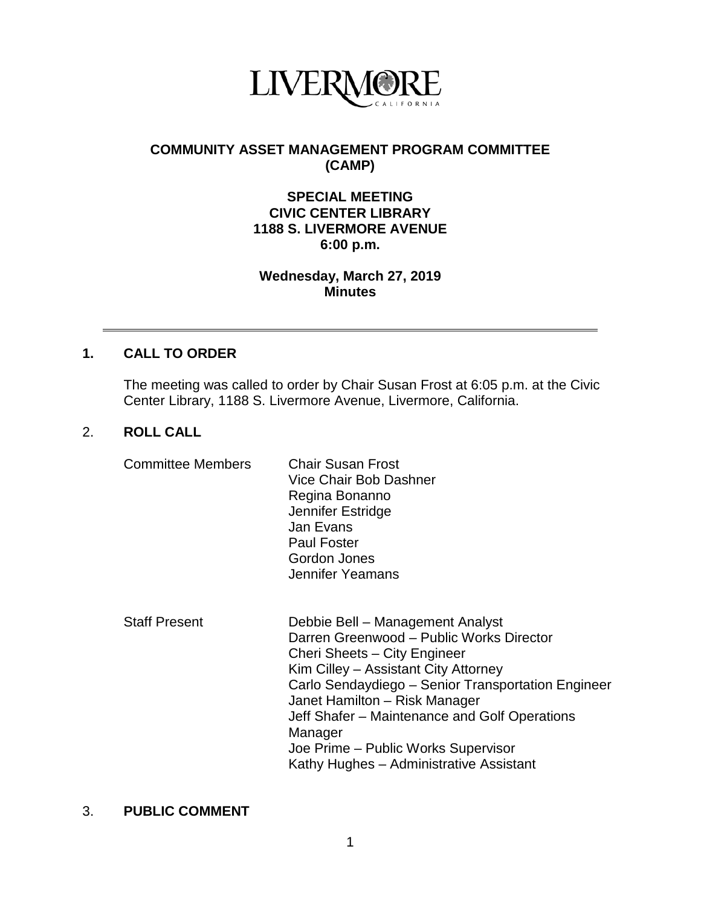LIVERMORE
CALIFORNIA

# COMMUNITY ASSET MANAGEMENT PROGRAM COMMITTEE (CAMP)

## SPECIAL MEETING
## CIVIC CENTER LIBRARY
## 1188 S. LIVERMORE AVENUE
## 6:00 p.m.

**Wednesday, March 27, 2019**
**Minutes**

---

## 1. CALL TO ORDER

The meeting was called to order by Chair Susan Frost at 6:05 p.m. at the Civic Center Library, 1188 S. Livermore Avenue, Livermore, California.

## 2. ROLL CALL

| | |
|---|---|
| Committee Members | Chair Susan Frost<br>Vice Chair Bob Dashner<br>Regina Bonanno<br>Jennifer Estridge<br>Jan Evans<br>Paul Foster<br>Gordon Jones<br>Jennifer Yeamans |
| Staff Present | Debbie Bell – Management Analyst<br>Darren Greenwood – Public Works Director<br>Cheri Sheets – City Engineer<br>Kim Cilley – Assistant City Attorney<br>Carlo Sendaydiego – Senior Transportation Engineer<br>Janet Hamilton – Risk Manager<br>Jeff Shafer – Maintenance and Golf Operations Manager<br>Joe Prime – Public Works Supervisor<br>Kathy Hughes – Administrative Assistant |

## 3. PUBLIC COMMENT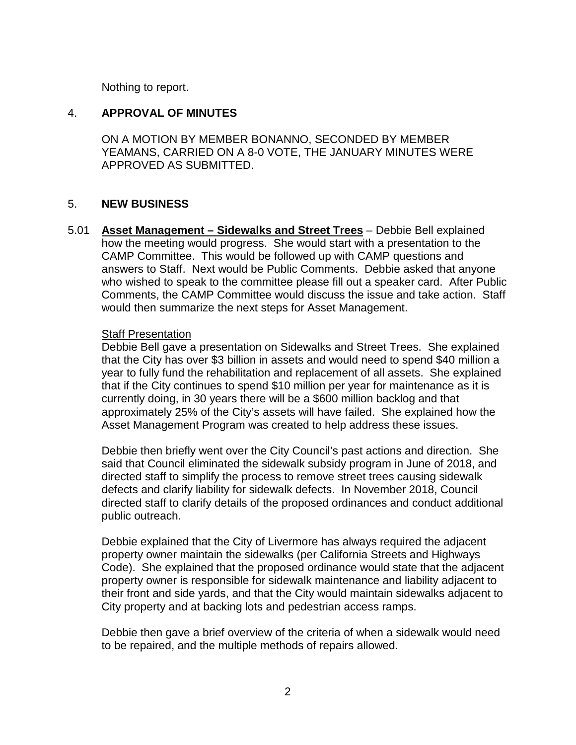Nothing to report.

## 4. APPROVAL OF MINUTES

ON A MOTION BY MEMBER BONANNO, SECONDED BY MEMBER YEAMANS, CARRIED ON A 8-0 VOTE, THE JANUARY MINUTES WERE APPROVED AS SUBMITTED.

## 5. NEW BUSINESS

5.01 **Asset Management – Sidewalks and Street Trees** – Debbie Bell explained how the meeting would progress. She would start with a presentation to the CAMP Committee. This would be followed up with CAMP questions and answers to Staff. Next would be Public Comments. Debbie asked that anyone who wished to speak to the committee please fill out a speaker card. After Public Comments, the CAMP Committee would discuss the issue and take action. Staff would then summarize the next steps for Asset Management.

Staff Presentation

Debbie Bell gave a presentation on Sidewalks and Street Trees. She explained that the City has over $3 billion in assets and would need to spend $40 million a year to fully fund the rehabilitation and replacement of all assets. She explained that if the City continues to spend $10 million per year for maintenance as it is currently doing, in 30 years there will be a $600 million backlog and that approximately 25% of the City's assets will have failed. She explained how the Asset Management Program was created to help address these issues.

Debbie then briefly went over the City Council's past actions and direction. She said that Council eliminated the sidewalk subsidy program in June of 2018, and directed staff to simplify the process to remove street trees causing sidewalk defects and clarify liability for sidewalk defects. In November 2018, Council directed staff to clarify details of the proposed ordinances and conduct additional public outreach.

Debbie explained that the City of Livermore has always required the adjacent property owner maintain the sidewalks (per California Streets and Highways Code). She explained that the proposed ordinance would state that the adjacent property owner is responsible for sidewalk maintenance and liability adjacent to their front and side yards, and that the City would maintain sidewalks adjacent to City property and at backing lots and pedestrian access ramps.

Debbie then gave a brief overview of the criteria of when a sidewalk would need to be repaired, and the multiple methods of repairs allowed.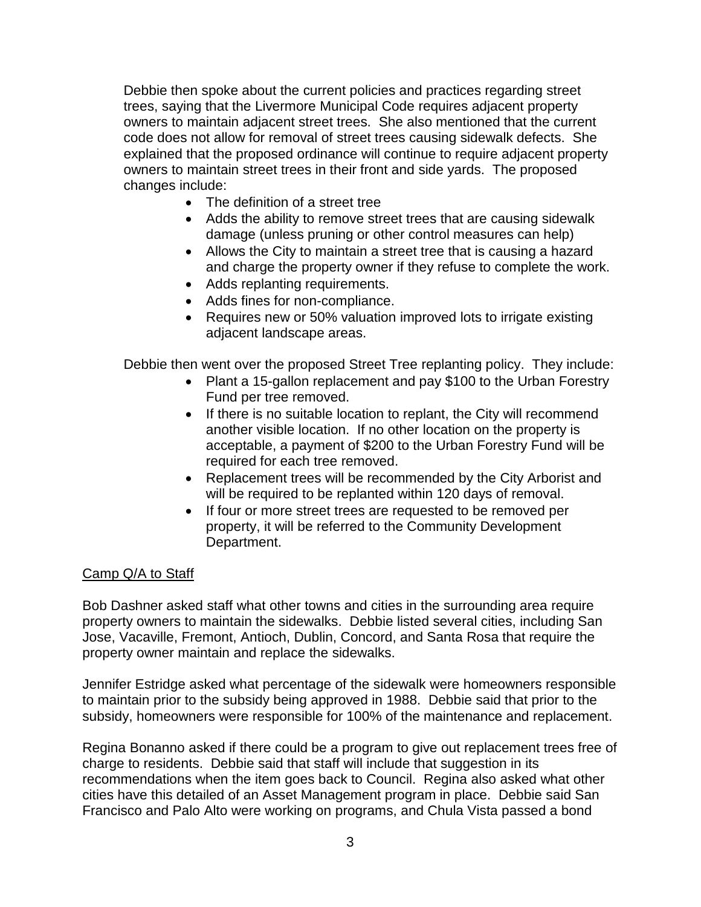Debbie then spoke about the current policies and practices regarding street trees, saying that the Livermore Municipal Code requires adjacent property owners to maintain adjacent street trees. She also mentioned that the current code does not allow for removal of street trees causing sidewalk defects. She explained that the proposed ordinance will continue to require adjacent property owners to maintain street trees in their front and side yards. The proposed changes include:

- The definition of a street tree
- Adds the ability to remove street trees that are causing sidewalk damage (unless pruning or other control measures can help)
- Allows the City to maintain a street tree that is causing a hazard and charge the property owner if they refuse to complete the work.
- Adds replanting requirements.
- Adds fines for non-compliance.
- Requires new or 50% valuation improved lots to irrigate existing adjacent landscape areas.

Debbie then went over the proposed Street Tree replanting policy. They include:

- Plant a 15-gallon replacement and pay $100 to the Urban Forestry Fund per tree removed.
- If there is no suitable location to replant, the City will recommend another visible location. If no other location on the property is acceptable, a payment of $200 to the Urban Forestry Fund will be required for each tree removed.
- Replacement trees will be recommended by the City Arborist and will be required to be replanted within 120 days of removal.
- If four or more street trees are requested to be removed per property, it will be referred to the Community Development Department.

<u>Camp Q/A to Staff</u>

Bob Dashner asked staff what other towns and cities in the surrounding area require property owners to maintain the sidewalks. Debbie listed several cities, including San Jose, Vacaville, Fremont, Antioch, Dublin, Concord, and Santa Rosa that require the property owner maintain and replace the sidewalks.

Jennifer Estridge asked what percentage of the sidewalk were homeowners responsible to maintain prior to the subsidy being approved in 1988. Debbie said that prior to the subsidy, homeowners were responsible for 100% of the maintenance and replacement.

Regina Bonanno asked if there could be a program to give out replacement trees free of charge to residents. Debbie said that staff will include that suggestion in its recommendations when the item goes back to Council. Regina also asked what other cities have this detailed of an Asset Management program in place. Debbie said San Francisco and Palo Alto were working on programs, and Chula Vista passed a bond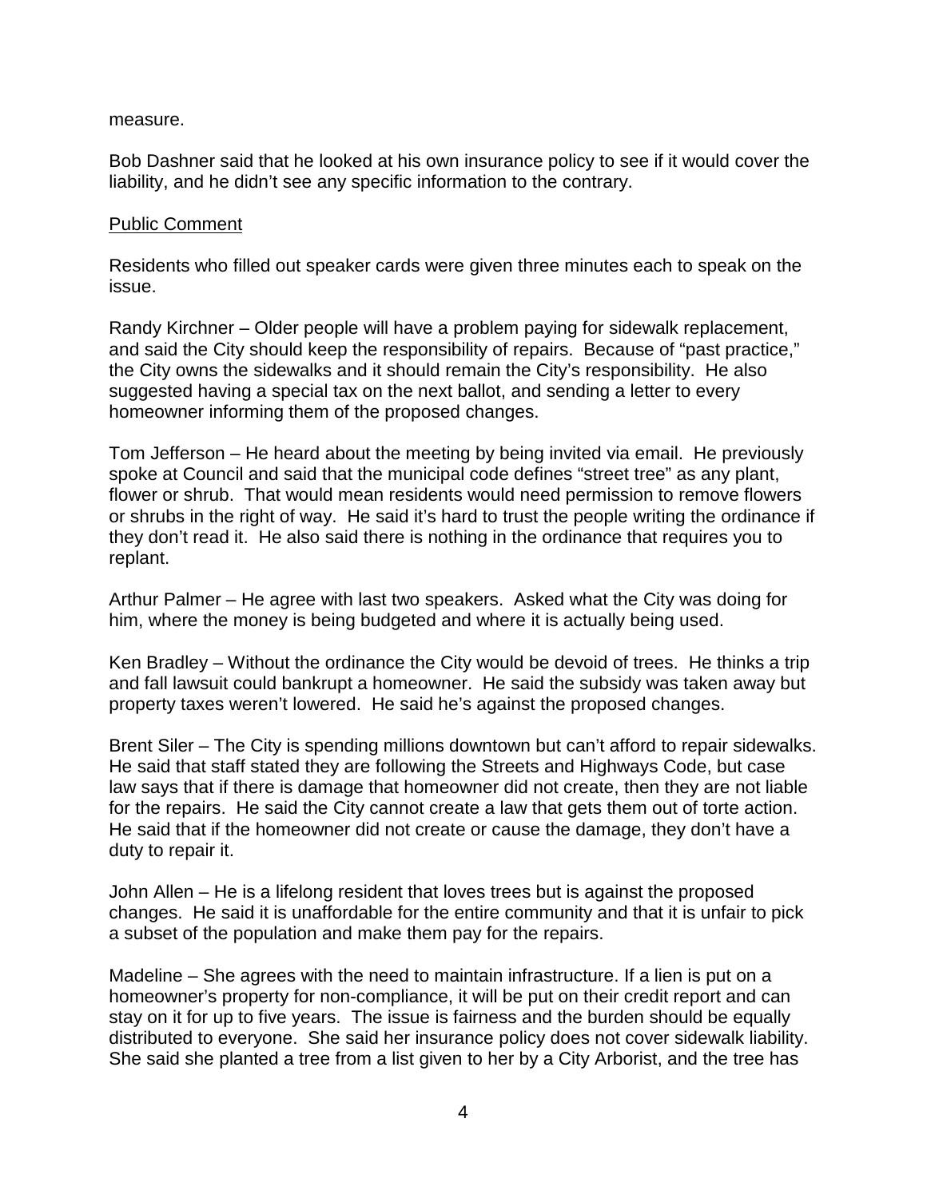measure.

Bob Dashner said that he looked at his own insurance policy to see if it would cover the liability, and he didn't see any specific information to the contrary.

<u>Public Comment</u>

Residents who filled out speaker cards were given three minutes each to speak on the issue.

Randy Kirchner – Older people will have a problem paying for sidewalk replacement, and said the City should keep the responsibility of repairs. Because of "past practice," the City owns the sidewalks and it should remain the City's responsibility. He also suggested having a special tax on the next ballot, and sending a letter to every homeowner informing them of the proposed changes.

Tom Jefferson – He heard about the meeting by being invited via email. He previously spoke at Council and said that the municipal code defines "street tree" as any plant, flower or shrub. That would mean residents would need permission to remove flowers or shrubs in the right of way. He said it's hard to trust the people writing the ordinance if they don't read it. He also said there is nothing in the ordinance that requires you to replant.

Arthur Palmer – He agree with last two speakers. Asked what the City was doing for him, where the money is being budgeted and where it is actually being used.

Ken Bradley – Without the ordinance the City would be devoid of trees. He thinks a trip and fall lawsuit could bankrupt a homeowner. He said the subsidy was taken away but property taxes weren't lowered. He said he's against the proposed changes.

Brent Siler – The City is spending millions downtown but can't afford to repair sidewalks. He said that staff stated they are following the Streets and Highways Code, but case law says that if there is damage that homeowner did not create, then they are not liable for the repairs. He said the City cannot create a law that gets them out of torte action. He said that if the homeowner did not create or cause the damage, they don't have a duty to repair it.

John Allen – He is a lifelong resident that loves trees but is against the proposed changes. He said it is unaffordable for the entire community and that it is unfair to pick a subset of the population and make them pay for the repairs.

Madeline – She agrees with the need to maintain infrastructure. If a lien is put on a homeowner's property for non-compliance, it will be put on their credit report and can stay on it for up to five years. The issue is fairness and the burden should be equally distributed to everyone. She said her insurance policy does not cover sidewalk liability. She said she planted a tree from a list given to her by a City Arborist, and the tree has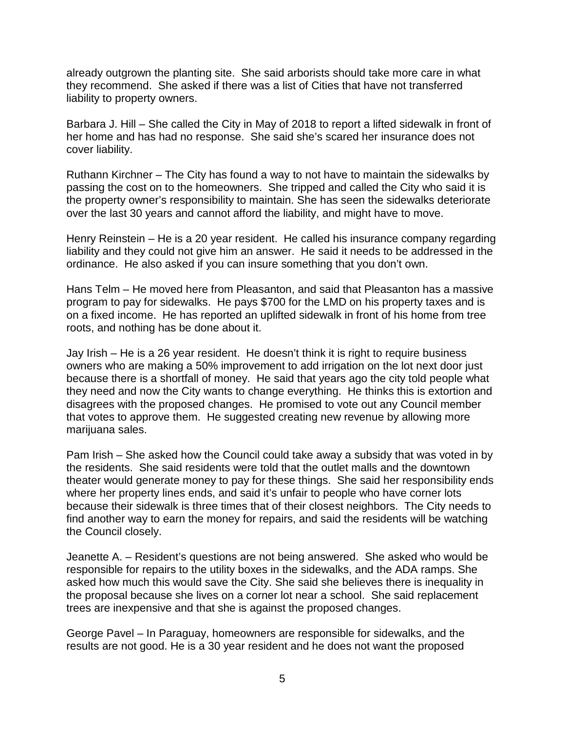already outgrown the planting site. She said arborists should take more care in what they recommend. She asked if there was a list of Cities that have not transferred liability to property owners.

Barbara J. Hill – She called the City in May of 2018 to report a lifted sidewalk in front of her home and has had no response. She said she's scared her insurance does not cover liability.

Ruthann Kirchner – The City has found a way to not have to maintain the sidewalks by passing the cost on to the homeowners. She tripped and called the City who said it is the property owner's responsibility to maintain. She has seen the sidewalks deteriorate over the last 30 years and cannot afford the liability, and might have to move.

Henry Reinstein – He is a 20 year resident. He called his insurance company regarding liability and they could not give him an answer. He said it needs to be addressed in the ordinance. He also asked if you can insure something that you don't own.

Hans Telm – He moved here from Pleasanton, and said that Pleasanton has a massive program to pay for sidewalks. He pays $700 for the LMD on his property taxes and is on a fixed income. He has reported an uplifted sidewalk in front of his home from tree roots, and nothing has be done about it.

Jay Irish – He is a 26 year resident. He doesn't think it is right to require business owners who are making a 50% improvement to add irrigation on the lot next door just because there is a shortfall of money. He said that years ago the city told people what they need and now the City wants to change everything. He thinks this is extortion and disagrees with the proposed changes. He promised to vote out any Council member that votes to approve them. He suggested creating new revenue by allowing more marijuana sales.

Pam Irish – She asked how the Council could take away a subsidy that was voted in by the residents. She said residents were told that the outlet malls and the downtown theater would generate money to pay for these things. She said her responsibility ends where her property lines ends, and said it's unfair to people who have corner lots because their sidewalk is three times that of their closest neighbors. The City needs to find another way to earn the money for repairs, and said the residents will be watching the Council closely.

Jeanette A. – Resident's questions are not being answered. She asked who would be responsible for repairs to the utility boxes in the sidewalks, and the ADA ramps. She asked how much this would save the City. She said she believes there is inequality in the proposal because she lives on a corner lot near a school. She said replacement trees are inexpensive and that she is against the proposed changes.

George Pavel – In Paraguay, homeowners are responsible for sidewalks, and the results are not good. He is a 30 year resident and he does not want the proposed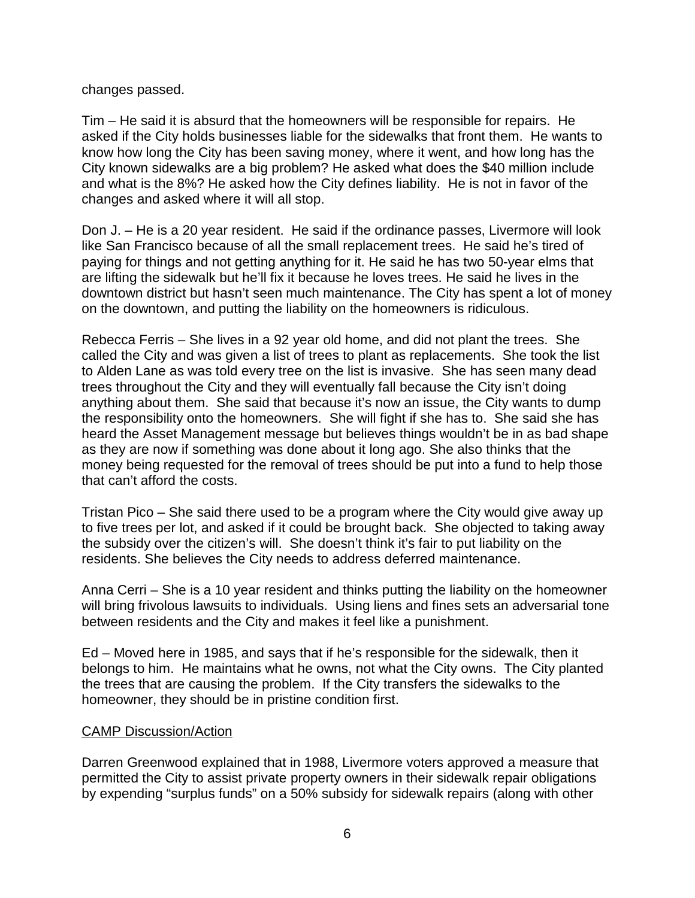changes passed.

Tim – He said it is absurd that the homeowners will be responsible for repairs. He asked if the City holds businesses liable for the sidewalks that front them. He wants to know how long the City has been saving money, where it went, and how long has the City known sidewalks are a big problem? He asked what does the $40 million include and what is the 8%? He asked how the City defines liability. He is not in favor of the changes and asked where it will all stop.

Don J. – He is a 20 year resident. He said if the ordinance passes, Livermore will look like San Francisco because of all the small replacement trees. He said he's tired of paying for things and not getting anything for it. He said he has two 50-year elms that are lifting the sidewalk but he'll fix it because he loves trees. He said he lives in the downtown district but hasn't seen much maintenance. The City has spent a lot of money on the downtown, and putting the liability on the homeowners is ridiculous.

Rebecca Ferris – She lives in a 92 year old home, and did not plant the trees. She called the City and was given a list of trees to plant as replacements. She took the list to Alden Lane as was told every tree on the list is invasive. She has seen many dead trees throughout the City and they will eventually fall because the City isn't doing anything about them. She said that because it's now an issue, the City wants to dump the responsibility onto the homeowners. She will fight if she has to. She said she has heard the Asset Management message but believes things wouldn't be in as bad shape as they are now if something was done about it long ago. She also thinks that the money being requested for the removal of trees should be put into a fund to help those that can't afford the costs.

Tristan Pico – She said there used to be a program where the City would give away up to five trees per lot, and asked if it could be brought back. She objected to taking away the subsidy over the citizen's will. She doesn't think it's fair to put liability on the residents. She believes the City needs to address deferred maintenance.

Anna Cerri – She is a 10 year resident and thinks putting the liability on the homeowner will bring frivolous lawsuits to individuals. Using liens and fines sets an adversarial tone between residents and the City and makes it feel like a punishment.

Ed – Moved here in 1985, and says that if he's responsible for the sidewalk, then it belongs to him. He maintains what he owns, not what the City owns. The City planted the trees that are causing the problem. If the City transfers the sidewalks to the homeowner, they should be in pristine condition first.

<u>CAMP Discussion/Action</u>

Darren Greenwood explained that in 1988, Livermore voters approved a measure that permitted the City to assist private property owners in their sidewalk repair obligations by expending "surplus funds" on a 50% subsidy for sidewalk repairs (along with other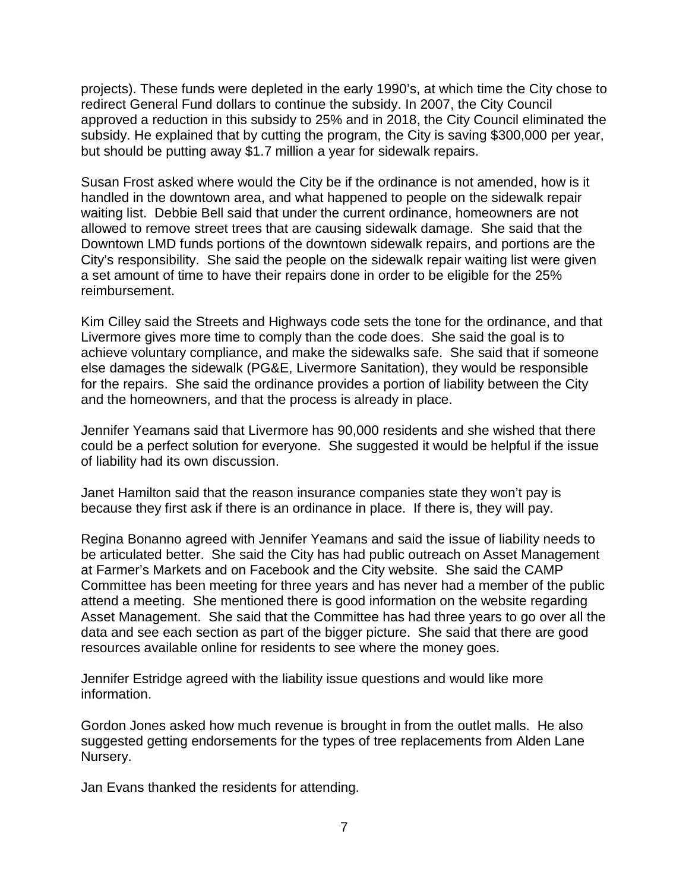projects). These funds were depleted in the early 1990's, at which time the City chose to redirect General Fund dollars to continue the subsidy. In 2007, the City Council approved a reduction in this subsidy to 25% and in 2018, the City Council eliminated the subsidy. He explained that by cutting the program, the City is saving $300,000 per year, but should be putting away $1.7 million a year for sidewalk repairs.

Susan Frost asked where would the City be if the ordinance is not amended, how is it handled in the downtown area, and what happened to people on the sidewalk repair waiting list. Debbie Bell said that under the current ordinance, homeowners are not allowed to remove street trees that are causing sidewalk damage. She said that the Downtown LMD funds portions of the downtown sidewalk repairs, and portions are the City's responsibility. She said the people on the sidewalk repair waiting list were given a set amount of time to have their repairs done in order to be eligible for the 25% reimbursement.

Kim Cilley said the Streets and Highways code sets the tone for the ordinance, and that Livermore gives more time to comply than the code does. She said the goal is to achieve voluntary compliance, and make the sidewalks safe. She said that if someone else damages the sidewalk (PG&E, Livermore Sanitation), they would be responsible for the repairs. She said the ordinance provides a portion of liability between the City and the homeowners, and that the process is already in place.

Jennifer Yeamans said that Livermore has 90,000 residents and she wished that there could be a perfect solution for everyone. She suggested it would be helpful if the issue of liability had its own discussion.

Janet Hamilton said that the reason insurance companies state they won't pay is because they first ask if there is an ordinance in place. If there is, they will pay.

Regina Bonanno agreed with Jennifer Yeamans and said the issue of liability needs to be articulated better. She said the City has had public outreach on Asset Management at Farmer's Markets and on Facebook and the City website. She said the CAMP Committee has been meeting for three years and has never had a member of the public attend a meeting. She mentioned there is good information on the website regarding Asset Management. She said that the Committee has had three years to go over all the data and see each section as part of the bigger picture. She said that there are good resources available online for residents to see where the money goes.

Jennifer Estridge agreed with the liability issue questions and would like more information.

Gordon Jones asked how much revenue is brought in from the outlet malls. He also suggested getting endorsements for the types of tree replacements from Alden Lane Nursery.

Jan Evans thanked the residents for attending.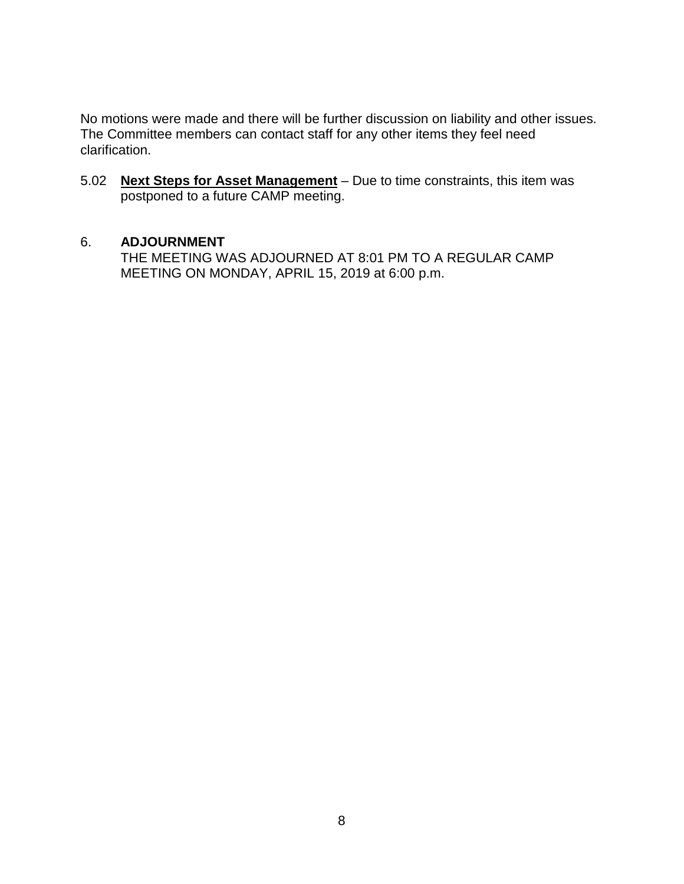No motions were made and there will be further discussion on liability and other issues. The Committee members can contact staff for any other items they feel need clarification.

5.02 **Next Steps for Asset Management** – Due to time constraints, this item was postponed to a future CAMP meeting.

6. **ADJOURNMENT**
THE MEETING WAS ADJOURNED AT 8:01 PM TO A REGULAR CAMP MEETING ON MONDAY, APRIL 15, 2019 at 6:00 p.m.